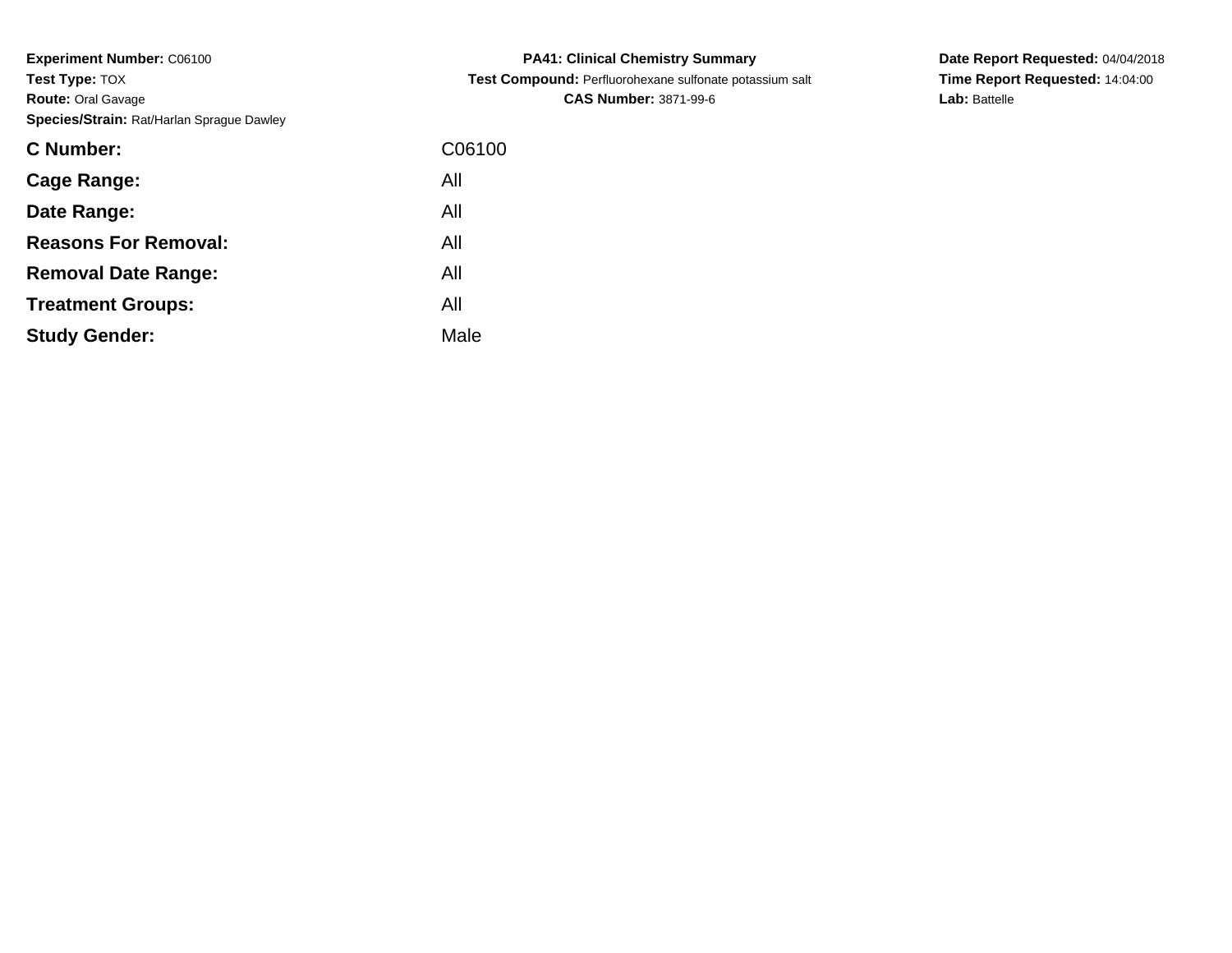**Experiment Number:** C06100
**Test Type:** TOX
**Route:** Oral Gavage
**Species/Strain:** Rat/Harlan Sprague Dawley

**PA41: Clinical Chemistry Summary**
**Test Compound:** Perfluorohexane sulfonate potassium salt
**CAS Number:** 3871-99-6

**Date Report Requested:** 04/04/2018
**Time Report Requested:** 14:04:00
**Lab:** Battelle

| | |
|---|---|
| **C Number:** | C06100 |
| **Cage Range:** | All |
| **Date Range:** | All |
| **Reasons For Removal:** | All |
| **Removal Date Range:** | All |
| **Treatment Groups:** | All |
| **Study Gender:** | Male |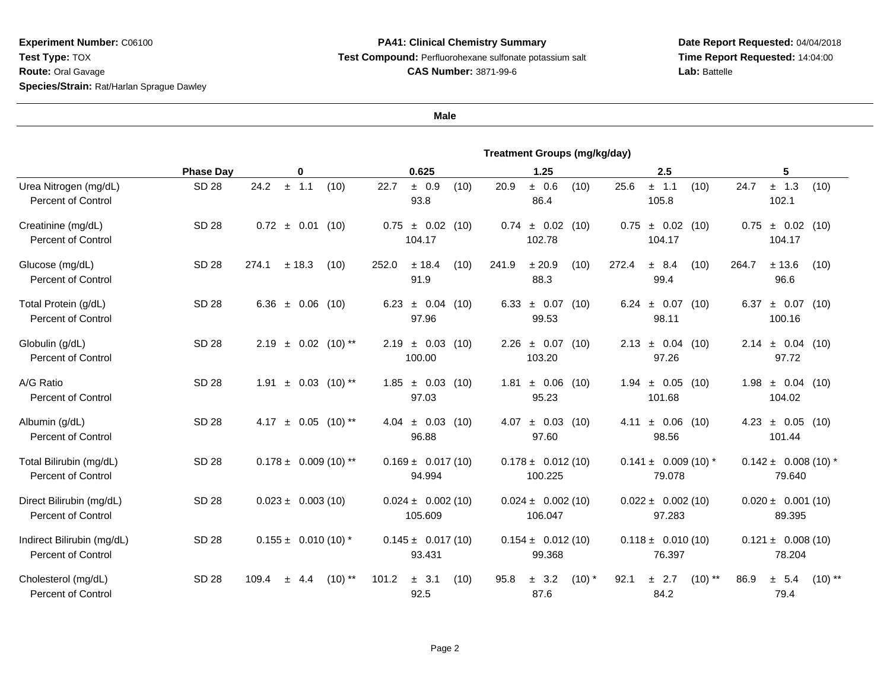**Experiment Number:** C06100
**Test Type:** TOX
**Route:** Oral Gavage
**Species/Strain:** Rat/Harlan Sprague Dawley

**PA41: Clinical Chemistry Summary**
**Test Compound:** Perfluorohexane sulfonate potassium salt
**CAS Number:** 3871-99-6

**Date Report Requested:** 04/04/2018
**Time Report Requested:** 14:04:00
**Lab:** Battelle

**Male**

| | Phase Day | Treatment Groups (mg/kg/day) | | | | |
|---|---|---|---|---|---|---|
| | | 0 | 0.625 | 1.25 | 2.5 | 5 |
| Urea Nitrogen (mg/dL) | SD 28 | 24.2 ± 1.1 (10) | 22.7 ± 0.9 (10) | 20.9 ± 0.6 (10) | 25.6 ± 1.1 (10) | 24.7 ± 1.3 (10) |
| Percent of Control | | | 93.8 | 86.4 | 105.8 | 102.1 |
| Creatinine (mg/dL) | SD 28 | 0.72 ± 0.01 (10) | 0.75 ± 0.02 (10) | 0.74 ± 0.02 (10) | 0.75 ± 0.02 (10) | 0.75 ± 0.02 (10) |
| Percent of Control | | | 104.17 | 102.78 | 104.17 | 104.17 |
| Glucose (mg/dL) | SD 28 | 274.1 ± 18.3 (10) | 252.0 ± 18.4 (10) | 241.9 ± 20.9 (10) | 272.4 ± 8.4 (10) | 264.7 ± 13.6 (10) |
| Percent of Control | | | 91.9 | 88.3 | 99.4 | 96.6 |
| Total Protein (g/dL) | SD 28 | 6.36 ± 0.06 (10) | 6.23 ± 0.04 (10) | 6.33 ± 0.07 (10) | 6.24 ± 0.07 (10) | 6.37 ± 0.07 (10) |
| Percent of Control | | | 97.96 | 99.53 | 98.11 | 100.16 |
| Globulin (g/dL) | SD 28 | 2.19 ± 0.02 (10) ** | 2.19 ± 0.03 (10) | 2.26 ± 0.07 (10) | 2.13 ± 0.04 (10) | 2.14 ± 0.04 (10) |
| Percent of Control | | | 100.00 | 103.20 | 97.26 | 97.72 |
| A/G Ratio | SD 28 | 1.91 ± 0.03 (10) ** | 1.85 ± 0.03 (10) | 1.81 ± 0.06 (10) | 1.94 ± 0.05 (10) | 1.98 ± 0.04 (10) |
| Percent of Control | | | 97.03 | 95.23 | 101.68 | 104.02 |
| Albumin (g/dL) | SD 28 | 4.17 ± 0.05 (10) ** | 4.04 ± 0.03 (10) | 4.07 ± 0.03 (10) | 4.11 ± 0.06 (10) | 4.23 ± 0.05 (10) |
| Percent of Control | | | 96.88 | 97.60 | 98.56 | 101.44 |
| Total Bilirubin (mg/dL) | SD 28 | 0.178 ± 0.009 (10) ** | 0.169 ± 0.017 (10) | 0.178 ± 0.012 (10) | 0.141 ± 0.009 (10) * | 0.142 ± 0.008 (10) * |
| Percent of Control | | | 94.994 | 100.225 | 79.078 | 79.640 |
| Direct Bilirubin (mg/dL) | SD 28 | 0.023 ± 0.003 (10) | 0.024 ± 0.002 (10) | 0.024 ± 0.002 (10) | 0.022 ± 0.002 (10) | 0.020 ± 0.001 (10) |
| Percent of Control | | | 105.609 | 106.047 | 97.283 | 89.395 |
| Indirect Bilirubin (mg/dL) | SD 28 | 0.155 ± 0.010 (10) * | 0.145 ± 0.017 (10) | 0.154 ± 0.012 (10) | 0.118 ± 0.010 (10) | 0.121 ± 0.008 (10) |
| Percent of Control | | | 93.431 | 99.368 | 76.397 | 78.204 |
| Cholesterol (mg/dL) | SD 28 | 109.4 ± 4.4 (10) ** | 101.2 ± 3.1 (10) | 95.8 ± 3.2 (10) * | 92.1 ± 2.7 (10) ** | 86.9 ± 5.4 (10) ** |
| Percent of Control | | | 92.5 | 87.6 | 84.2 | 79.4 |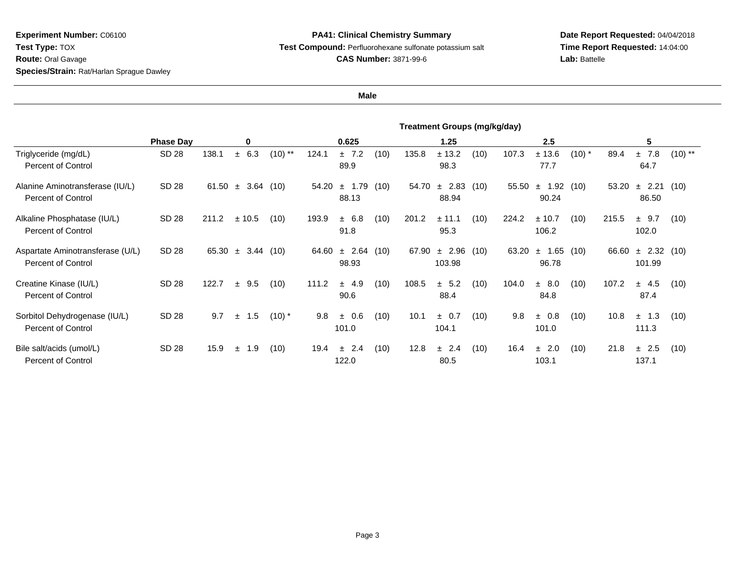**Experiment Number:** C06100
**Test Type:** TOX
**Route:** Oral Gavage
**Species/Strain:** Rat/Harlan Sprague Dawley

**PA41: Clinical Chemistry Summary**
**Test Compound:** Perfluorohexane sulfonate potassium salt
**CAS Number:** 3871-99-6

**Date Report Requested:** 04/04/2018
**Time Report Requested:** 14:04:00
**Lab:** Battelle

**Male**

| | Phase Day | Treatment Groups (mg/kg/day) 0 | 0.625 | 1.25 | 2.5 | 5 |
|---|---|---|---|---|---|---|
| Triglyceride (mg/dL) | SD 28 | 138.1 ± 6.3 (10) ** | 124.1 ± 7.2 (10) | 135.8 ± 13.2 (10) | 107.3 ± 13.6 (10) * | 89.4 ± 7.8 (10) ** |
| Percent of Control | | | 89.9 | 98.3 | 77.7 | 64.7 |
| Alanine Aminotransferase (IU/L) | SD 28 | 61.50 ± 3.64 (10) | 54.20 ± 1.79 (10) | 54.70 ± 2.83 (10) | 55.50 ± 1.92 (10) | 53.20 ± 2.21 (10) |
| Percent of Control | | | 88.13 | 88.94 | 90.24 | 86.50 |
| Alkaline Phosphatase (IU/L) | SD 28 | 211.2 ± 10.5 (10) | 193.9 ± 6.8 (10) | 201.2 ± 11.1 (10) | 224.2 ± 10.7 (10) | 215.5 ± 9.7 (10) |
| Percent of Control | | | 91.8 | 95.3 | 106.2 | 102.0 |
| Aspartate Aminotransferase (U/L) | SD 28 | 65.30 ± 3.44 (10) | 64.60 ± 2.64 (10) | 67.90 ± 2.96 (10) | 63.20 ± 1.65 (10) | 66.60 ± 2.32 (10) |
| Percent of Control | | | 98.93 | 103.98 | 96.78 | 101.99 |
| Creatine Kinase (IU/L) | SD 28 | 122.7 ± 9.5 (10) | 111.2 ± 4.9 (10) | 108.5 ± 5.2 (10) | 104.0 ± 8.0 (10) | 107.2 ± 4.5 (10) |
| Percent of Control | | | 90.6 | 88.4 | 84.8 | 87.4 |
| Sorbitol Dehydrogenase (IU/L) | SD 28 | 9.7 ± 1.5 (10) * | 9.8 ± 0.6 (10) | 10.1 ± 0.7 (10) | 9.8 ± 0.8 (10) | 10.8 ± 1.3 (10) |
| Percent of Control | | | 101.0 | 104.1 | 101.0 | 111.3 |
| Bile salt/acids (umol/L) | SD 28 | 15.9 ± 1.9 (10) | 19.4 ± 2.4 (10) | 12.8 ± 2.4 (10) | 16.4 ± 2.0 (10) | 21.8 ± 2.5 (10) |
| Percent of Control | | | 122.0 | 80.5 | 103.1 | 137.1 |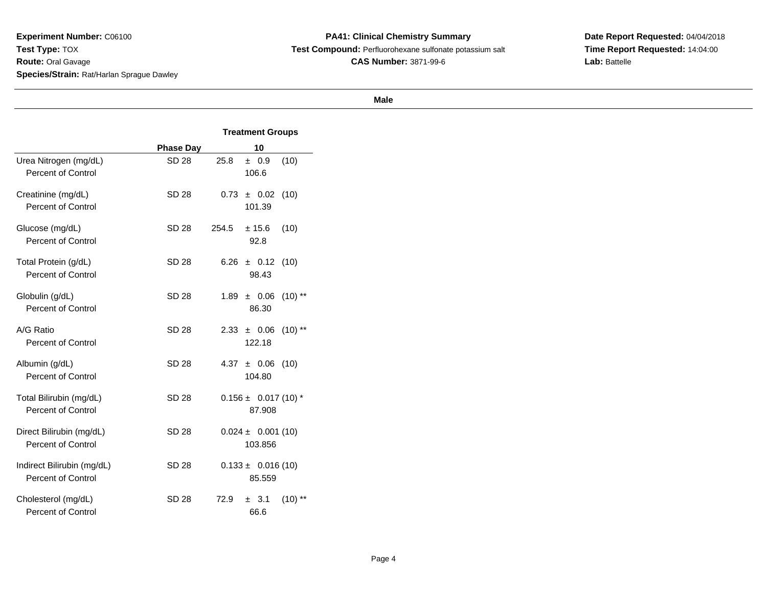**Experiment Number:** C06100
**Test Type:** TOX
**Route:** Oral Gavage
**Species/Strain:** Rat/Harlan Sprague Dawley

**PA41: Clinical Chemistry Summary**
**Test Compound:** Perfluorohexane sulfonate potassium salt
**CAS Number:** 3871-99-6

**Date Report Requested:** 04/04/2018
**Time Report Requested:** 14:04:00
**Lab:** Battelle

**Male**

| | Phase Day | Treatment Groups<br>10 |
|---|---|---|
| Urea Nitrogen (mg/dL) | SD 28 | 25.8 ± 0.9 (10) |
| Percent of Control | | 106.6 |
| Creatinine (mg/dL) | SD 28 | 0.73 ± 0.02 (10) |
| Percent of Control | | 101.39 |
| Glucose (mg/dL) | SD 28 | 254.5 ± 15.6 (10) |
| Percent of Control | | 92.8 |
| Total Protein (g/dL) | SD 28 | 6.26 ± 0.12 (10) |
| Percent of Control | | 98.43 |
| Globulin (g/dL) | SD 28 | 1.89 ± 0.06 (10) ** |
| Percent of Control | | 86.30 |
| A/G Ratio | SD 28 | 2.33 ± 0.06 (10) ** |
| Percent of Control | | 122.18 |
| Albumin (g/dL) | SD 28 | 4.37 ± 0.06 (10) |
| Percent of Control | | 104.80 |
| Total Bilirubin (mg/dL) | SD 28 | 0.156 ± 0.017 (10) * |
| Percent of Control | | 87.908 |
| Direct Bilirubin (mg/dL) | SD 28 | 0.024 ± 0.001 (10) |
| Percent of Control | | 103.856 |
| Indirect Bilirubin (mg/dL) | SD 28 | 0.133 ± 0.016 (10) |
| Percent of Control | | 85.559 |
| Cholesterol (mg/dL) | SD 28 | 72.9 ± 3.1 (10) ** |
| Percent of Control | | 66.6 |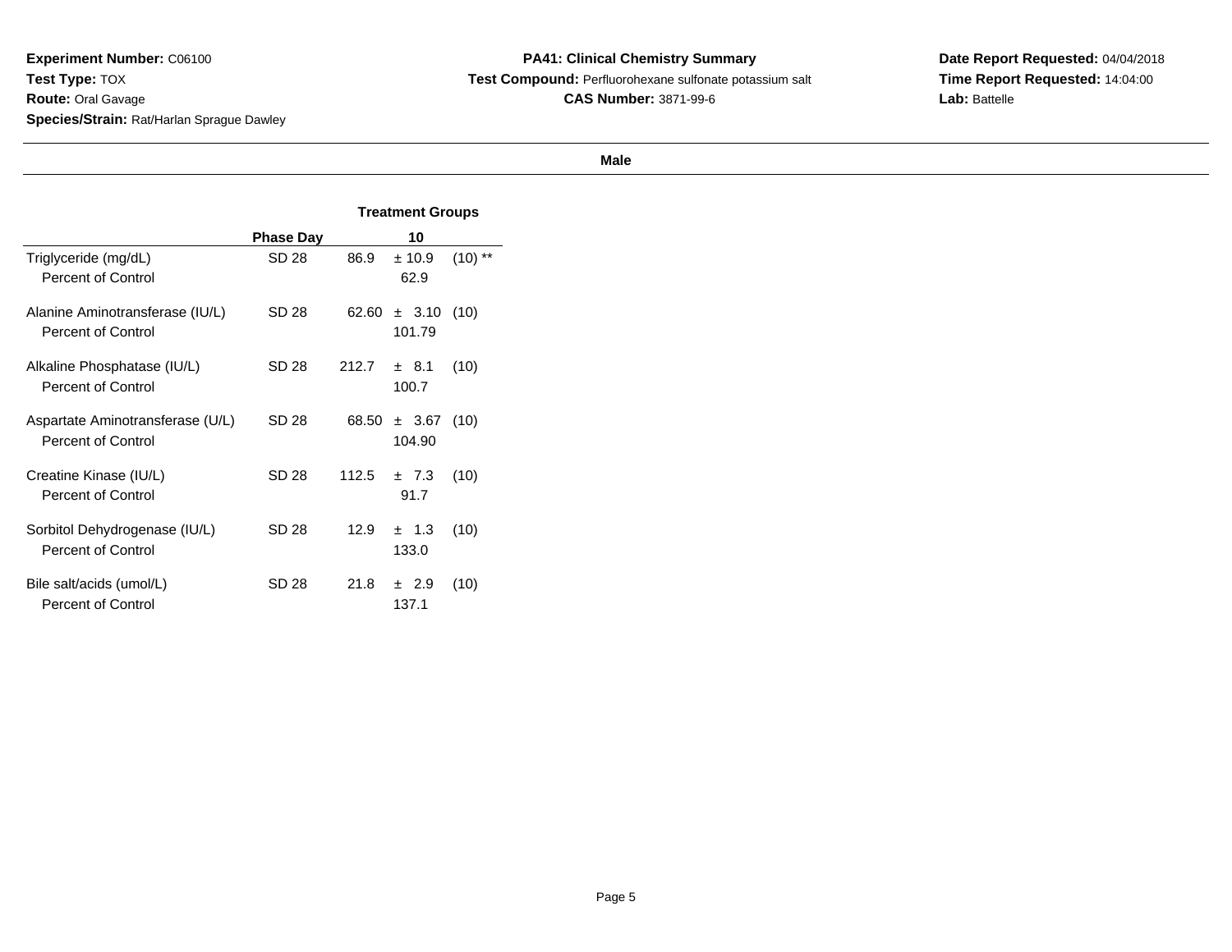**Experiment Number:** C06100
**Test Type:** TOX
**Route:** Oral Gavage
**Species/Strain:** Rat/Harlan Sprague Dawley

**PA41: Clinical Chemistry Summary**
**Test Compound:** Perfluorohexane sulfonate potassium salt
**CAS Number:** 3871-99-6

**Date Report Requested:** 04/04/2018
**Time Report Requested:** 14:04:00
**Lab:** Battelle

**Male**

| | | Treatment Groups |
|---|---|---|
| | **Phase Day** | **10** |
| Triglyceride (mg/dL) | SD 28 | 86.9 ± 10.9 (10) ** |
| Percent of Control | | 62.9 |
| Alanine Aminotransferase (IU/L) | SD 28 | 62.60 ± 3.10 (10) |
| Percent of Control | | 101.79 |
| Alkaline Phosphatase (IU/L) | SD 28 | 212.7 ± 8.1 (10) |
| Percent of Control | | 100.7 |
| Aspartate Aminotransferase (U/L) | SD 28 | 68.50 ± 3.67 (10) |
| Percent of Control | | 104.90 |
| Creatine Kinase (IU/L) | SD 28 | 112.5 ± 7.3 (10) |
| Percent of Control | | 91.7 |
| Sorbitol Dehydrogenase (IU/L) | SD 28 | 12.9 ± 1.3 (10) |
| Percent of Control | | 133.0 |
| Bile salt/acids (umol/L) | SD 28 | 21.8 ± 2.9 (10) |
| Percent of Control | | 137.1 |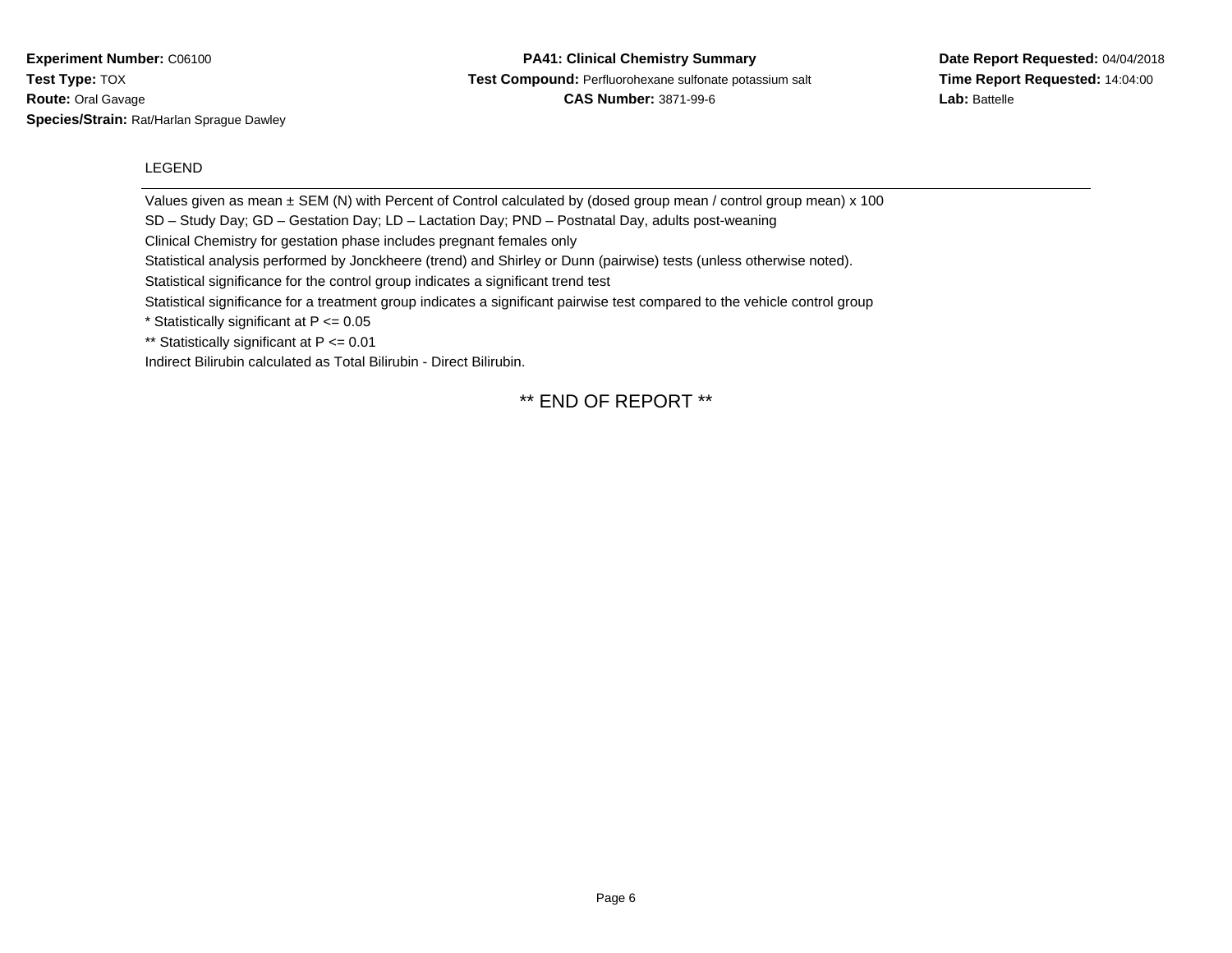**Experiment Number:** C06100
**Test Type:** TOX
**Route:** Oral Gavage
**Species/Strain:** Rat/Harlan Sprague Dawley

**PA41: Clinical Chemistry Summary**
**Test Compound:** Perfluorohexane sulfonate potassium salt
**CAS Number:** 3871-99-6

**Date Report Requested:** 04/04/2018
**Time Report Requested:** 14:04:00
**Lab:** Battelle

LEGEND

Values given as mean ± SEM (N) with Percent of Control calculated by (dosed group mean / control group mean) x 100
SD – Study Day; GD – Gestation Day; LD – Lactation Day; PND – Postnatal Day, adults post-weaning
Clinical Chemistry for gestation phase includes pregnant females only
Statistical analysis performed by Jonckheere (trend) and Shirley or Dunn (pairwise) tests (unless otherwise noted).
Statistical significance for the control group indicates a significant trend test
Statistical significance for a treatment group indicates a significant pairwise test compared to the vehicle control group
* Statistically significant at $P <= 0.05$
** Statistically significant at $P <= 0.01$
Indirect Bilirubin calculated as Total Bilirubin - Direct Bilirubin.

** END OF REPORT **